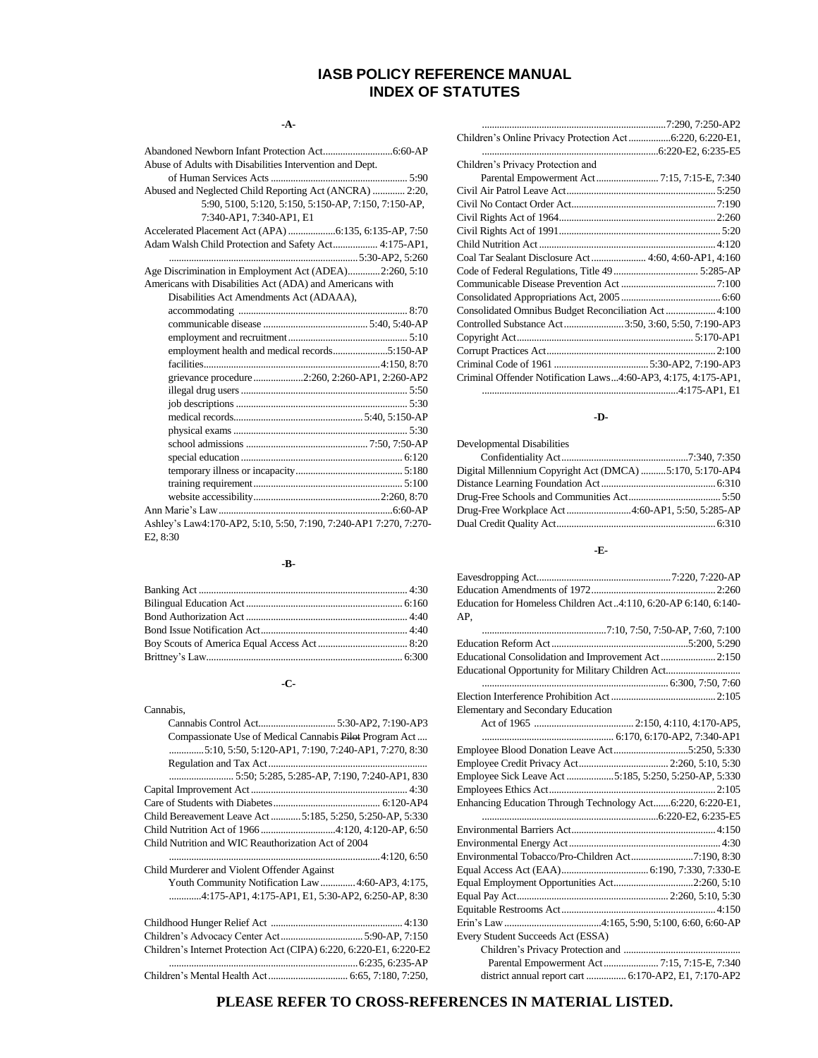# IASB POLICY REFERENCE MANUAL
# INDEX OF STATUTES

### -A-

Abandoned Newborn Infant Protection Act........................6:60-AP

Abuse of Adults with Disabilities Intervention and Dept. of Human Services Acts ........................ 5:90

Abused and Neglected Child Reporting Act (ANCRA) ............ 2:20, 5:90, 5100, 5:120, 5:150, 5:150-AP, 7:150, 7:150-AP, 7:340-AP1, 7:340-AP1, E1

Accelerated Placement Act (APA) ..................6:135, 6:135-AP, 7:50

Adam Walsh Child Protection and Safety Act.................. 4:175-AP1, ..........5:30-AP2, 5:260

Age Discrimination in Employment Act (ADEA)............2:260, 5:10

Americans with Disabilities Act (ADA) and Americans with Disabilities Act Amendments Act (ADAAA),

- accommodating .......... 8:70
- communicable disease .......... 5:40, 5:40-AP
- employment and recruitment.......... 5:10
- employment health and medical records..........5:150-AP
- facilities.......... 4:150, 8:70
- grievance procedure..........2:260, 2:260-AP1, 2:260-AP2
- illegal drug users .......... 5:50
- job descriptions .......... 5:30
- medical records.......... 5:40, 5:150-AP
- physical exams .......... 5:30
- school admissions .......... 7:50, 7:50-AP
- special education .......... 6:120
- temporary illness or incapacity.......... 5:180
- training requirement.......... 5:100
- website accessibility..........2:260, 8:70

Ann Marie's Law..........6:60-AP

Ashley's Law4:170-AP2, 5:10, 5:50, 7:190, 7:240-AP1 7:270, 7:270-E2, 8:30

### -B-

Banking Act .......... 4:30

Bilingual Education Act .......... 6:160

Bond Authorization Act .......... 4:40

Bond Issue Notification Act.......... 4:40

Boy Scouts of America Equal Access Act .......... 8:20

Brittney's Law.......... 6:300

### -C-

Cannabis,

- Cannabis Control Act..........5:30-AP2, 7:190-AP3
- Compassionate Use of Medical Cannabis ~~Pilot~~ Program Act .... ..........5:10, 5:50, 5:120-AP1, 7:190, 7:240-AP1, 7:270, 8:30
- Regulation and Tax Act.......... .......... 5:50; 5:285, 5:285-AP, 7:190, 7:240-AP1, 830

Capital Improvement Act .......... 4:30

Care of Students with Diabetes.......... 6:120-AP4

Child Bereavement Leave Act ..........5:185, 5:250, 5:250-AP, 5:330

Child Nutrition Act of 1966 ..........4:120, 4:120-AP, 6:50

Child Nutrition and WIC Reauthorization Act of 2004 ..........4:120, 6:50

Child Murderer and Violent Offender Against Youth Community Notification Law ..........4:60-AP3, 4:175, ..........4:175-AP1, 4:175-AP1, E1, 5:30-AP2, 6:250-AP, 8:30

Childhood Hunger Relief Act .......... 4:130

Children's Advocacy Center Act..........5:90-AP, 7:150

Children's Internet Protection Act (CIPA) 6:220, 6:220-E1, 6:220-E2 ..........6:235, 6:235-AP

Children's Mental Health Act.......... 6:65, 7:180, 7:250, ..........7:290, 7:250-AP2

Children's Online Privacy Protection Act ..........6:220, 6:220-E1, ..........6:220-E2, 6:235-E5

Children's Privacy Protection and Parental Empowerment Act.......... 7:15, 7:15-E, 7:340

Civil Air Patrol Leave Act.......... 5:250

Civil No Contact Order Act.......... 7:190

Civil Rights Act of 1964.......... 2:260

Civil Rights Act of 1991.......... 5:20

Child Nutrition Act .......... 4:120

Coal Tar Sealant Disclosure Act .......... 4:60, 4:60-AP1, 4:160

Code of Federal Regulations, Title 49 .......... 5:285-AP

Communicable Disease Prevention Act .......... 7:100

Consolidated Appropriations Act, 2005 .......... 6:60

Consolidated Omnibus Budget Reconciliation Act .......... 4:100

Controlled Substance Act..........3:50, 3:60, 5:50, 7:190-AP3

Copyright Act.......... 5:170-AP1

Corrupt Practices Act.......... 2:100

Criminal Code of 1961 ..........5:30-AP2, 7:190-AP3

Criminal Offender Notification Laws...4:60-AP3, 4:175, 4:175-AP1, ..........4:175-AP1, E1

### -D-

Developmental Disabilities Confidentiality Act..........7:340, 7:350

Digital Millennium Copyright Act (DMCA) ..........5:170, 5:170-AP4

Distance Learning Foundation Act .......... 6:310

Drug-Free Schools and Communities Act.......... 5:50

Drug-Free Workplace Act ..........4:60-AP1, 5:50, 5:285-AP

Dual Credit Quality Act.......... 6:310

### -E-

Eavesdropping Act..........7:220, 7:220-AP

Education Amendments of 1972.......... 2:260

Education for Homeless Children Act ..4:110, 6:20-AP 6:140, 6:140-AP, ..........7:10, 7:50, 7:50-AP, 7:60, 7:100

Education Reform Act ..........5:200, 5:290

Educational Consolidation and Improvement Act .......... 2:150

Educational Opportunity for Military Children Act.......... .......... 6:300, 7:50, 7:60

Election Interference Prohibition Act .......... 2:105

Elementary and Secondary Education Act of 1965 .......... 2:150, 4:110, 4:170-AP5, .......... 6:170, 6:170-AP2, 7:340-AP1

Employee Blood Donation Leave Act..........5:250, 5:330

Employee Credit Privacy Act.......... 2:260, 5:10, 5:30

Employee Sick Leave Act ..........5:185, 5:250, 5:250-AP, 5:330

Employees Ethics Act.......... 2:105

Enhancing Education Through Technology Act.......6:220, 6:220-E1, ..........6:220-E2, 6:235-E5

Environmental Barriers Act.......... 4:150

Environmental Energy Act .......... 4:30

Environmental Tobacco/Pro-Children Act..........7:190, 8:30

Equal Access Act (EAA).......... 6:190, 7:330, 7:330-E

Equal Employment Opportunities Act..........2:260, 5:10

Equal Pay Act.......... 2:260, 5:10, 5:30

Equitable Restrooms Act.......... 4:150

Erin's Law ..........4:165, 5:90, 5:100, 6:60, 6:60-AP

Every Student Succeeds Act (ESSA)

- Children's Privacy Protection and .......... Parental Empowerment Act.......... 7:15, 7:15-E, 7:340
- district annual report cart .......... 6:170-AP2, E1, 7:170-AP2

**PLEASE REFER TO CROSS-REFERENCES IN MATERIAL LISTED.**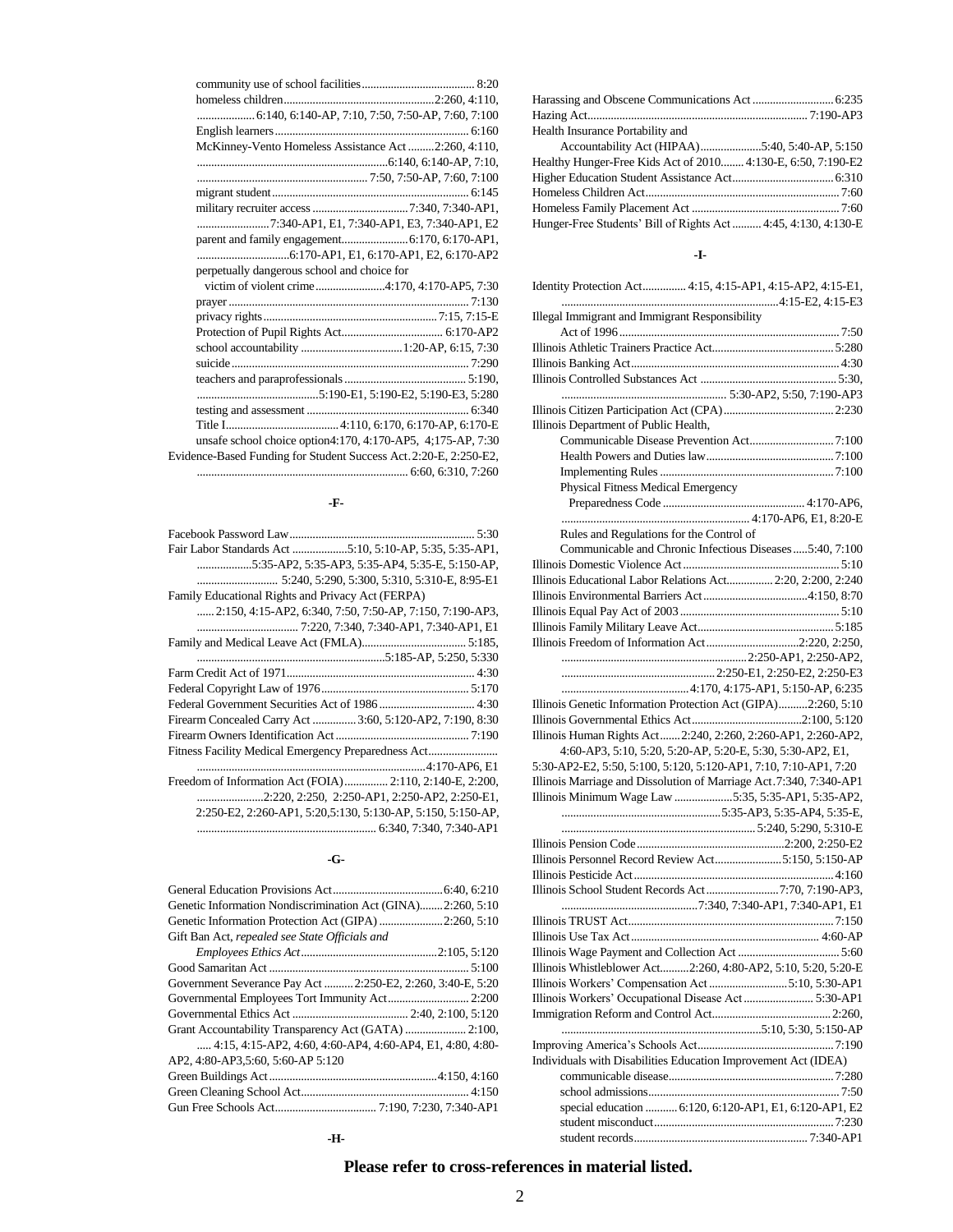community use of school facilities ........ 8:20
homeless children ........ 2:260, 4:110, 6:140, 6:140-AP, 7:10, 7:50, 7:50-AP, 7:60, 7:100
English learners ........ 6:160
McKinney-Vento Homeless Assistance Act ........ 2:260, 4:110, 6:140, 6:140-AP, 7:10, 7:50, 7:50-AP, 7:60, 7:100
migrant student ........ 6:145
military recruiter access ........ 7:340, 7:340-AP1, 7:340-AP1, E1, 7:340-AP1, E3, 7:340-AP1, E2
parent and family engagement ........ 6:170, 6:170-AP1, 6:170-AP1, E1, 6:170-AP1, E2, 6:170-AP2
perpetually dangerous school and choice for victim of violent crime ........ 4:170, 4:170-AP5, 7:30
prayer ........ 7:130
privacy rights ........ 7:15, 7:15-E
Protection of Pupil Rights Act ........ 6:170-AP2
school accountability ........ 1:20-AP, 6:15, 7:30
suicide ........ 7:290
teachers and paraprofessionals ........ 5:190, 5:190-E1, 5:190-E2, 5:190-E3, 5:280
testing and assessment ........ 6:340
Title I ........ 4:110, 6:170, 6:170-AP, 6:170-E
unsafe school choice option4:170, 4:170-AP5, 4;175-AP, 7:30

Evidence-Based Funding for Student Success Act. 2:20-E, 2:250-E2, 6:60, 6:310, 7:260

**-F-**

Facebook Password Law ........ 5:30
Fair Labor Standards Act ........ 5:10, 5:10-AP, 5:35, 5:35-AP1, 5:35-AP2, 5:35-AP3, 5:35-AP4, 5:35-E, 5:150-AP, 5:240, 5:290, 5:300, 5:310, 5:310-E, 8:95-E1
Family Educational Rights and Privacy Act (FERPA) ...... 2:150, 4:15-AP2, 6:340, 7:50, 7:50-AP, 7:150, 7:190-AP3, 7:220, 7:340, 7:340-AP1, 7:340-AP1, E1
Family and Medical Leave Act (FMLA) ........ 5:185, 5:185-AP, 5:250, 5:330
Farm Credit Act of 1971 ........ 4:30
Federal Copyright Law of 1976 ........ 5:170
Federal Government Securities Act of 1986 ........ 4:30
Firearm Concealed Carry Act ........ 3:60, 5:120-AP2, 7:190, 8:30
Firearm Owners Identification Act ........ 7:190
Fitness Facility Medical Emergency Preparedness Act ........ 4:170-AP6, E1
Freedom of Information Act (FOIA) ........ 2:110, 2:140-E, 2:200, 2:220, 2:250, 2:250-AP1, 2:250-AP2, 2:250-E1, 2:250-E2, 2:260-AP1, 5:20,5:130, 5:130-AP, 5:150, 5:150-AP, 6:340, 7:340, 7:340-AP1

**-G-**

General Education Provisions Act ........ 6:40, 6:210
Genetic Information Nondiscrimination Act (GINA) ........ 2:260, 5:10
Genetic Information Protection Act (GIPA) ........ 2:260, 5:10
Gift Ban Act, *repealed see State Officials and Employees Ethics Act* ........ 2:105, 5:120
Good Samaritan Act ........ 5:100
Government Severance Pay Act ........ 2:250-E2, 2:260, 3:40-E, 5:20
Governmental Employees Tort Immunity Act ........ 2:200
Governmental Ethics Act ........ 2:40, 2:100, 5:120
Grant Accountability Transparency Act (GATA) ........ 2:100, 4:15, 4:15-AP2, 4:60, 4:60-AP4, 4:60-AP4, E1, 4:80, 4:80-AP2, 4:80-AP3,5:60, 5:60-AP 5:120
Green Buildings Act ........ 4:150, 4:160
Green Cleaning School Act ........ 4:150
Gun Free Schools Act ........ 7:190, 7:230, 7:340-AP1

**-H-**

Harassing and Obscene Communications Act ........ 6:235
Hazing Act ........ 7:190-AP3
Health Insurance Portability and Accountability Act (HIPAA) ........ 5:40, 5:40-AP, 5:150
Healthy Hunger-Free Kids Act of 2010 ........ 4:130-E, 6:50, 7:190-E2
Higher Education Student Assistance Act ........ 6:310
Homeless Children Act ........ 7:60
Homeless Family Placement Act ........ 7:60
Hunger-Free Students' Bill of Rights Act ........ 4:45, 4:130, 4:130-E

**-I-**

Identity Protection Act ........ 4:15, 4:15-AP1, 4:15-AP2, 4:15-E1, 4:15-E2, 4:15-E3
Illegal Immigrant and Immigrant Responsibility Act of 1996 ........ 7:50
Illinois Athletic Trainers Practice Act ........ 5:280
Illinois Banking Act ........ 4:30
Illinois Controlled Substances Act ........ 5:30, 5:30-AP2, 5:50, 7:190-AP3
Illinois Citizen Participation Act (CPA) ........ 2:230
Illinois Department of Public Health,
Communicable Disease Prevention Act ........ 7:100
Health Powers and Duties law ........ 7:100
Implementing Rules ........ 7:100
Physical Fitness Medical Emergency Preparedness Code ........ 4:170-AP6, 4:170-AP6, E1, 8:20-E
Rules and Regulations for the Control of Communicable and Chronic Infectious Diseases ........ 5:40, 7:100
Illinois Domestic Violence Act ........ 5:10
Illinois Educational Labor Relations Act ........ 2:20, 2:200, 2:240
Illinois Environmental Barriers Act ........ 4:150, 8:70
Illinois Equal Pay Act of 2003 ........ 5:10
Illinois Family Military Leave Act ........ 5:185
Illinois Freedom of Information Act ........ 2:220, 2:250, 2:250-AP1, 2:250-AP2, 2:250-E1, 2:250-E2, 2:250-E3, 4:170, 4:175-AP1, 5:150-AP, 6:235
Illinois Genetic Information Protection Act (GIPA) ........ 2:260, 5:10
Illinois Governmental Ethics Act ........ 2:100, 5:120
Illinois Human Rights Act ........ 2:240, 2:260, 2:260-AP1, 2:260-AP2, 4:60-AP3, 5:10, 5:20, 5:20-AP, 5:20-E, 5:30, 5:30-AP2, E1, 5:30-AP2-E2, 5:50, 5:100, 5:120, 5:120-AP1, 7:10, 7:10-AP1, 7:20
Illinois Marriage and Dissolution of Marriage Act. 7:340, 7:340-AP1
Illinois Minimum Wage Law ........ 5:35, 5:35-AP1, 5:35-AP2, 5:35-AP3, 5:35-AP4, 5:35-E, 5:240, 5:290, 5:310-E
Illinois Pension Code ........ 2:200, 2:250-E2
Illinois Personnel Record Review Act ........ 5:150, 5:150-AP
Illinois Pesticide Act ........ 4:160
Illinois School Student Records Act ........ 7:70, 7:190-AP3, 7:340, 7:340-AP1, 7:340-AP1, E1
Illinois TRUST Act ........ 7:150
Illinois Use Tax Act ........ 4:60-AP
Illinois Wage Payment and Collection Act ........ 5:60
Illinois Whistleblower Act ........ 2:260, 4:80-AP2, 5:10, 5:20, 5:20-E
Illinois Workers' Compensation Act ........ 5:10, 5:30-AP1
Illinois Workers' Occupational Disease Act ........ 5:30-AP1
Immigration Reform and Control Act ........ 2:260, 5:10, 5:30, 5:150-AP
Improving America's Schools Act ........ 7:190
Individuals with Disabilities Education Improvement Act (IDEA)
communicable disease ........ 7:280
school admissions ........ 7:50
special education ........ 6:120, 6:120-AP1, E1, 6:120-AP1, E2
student misconduct ........ 7:230
student records ........ 7:340-AP1

**Please refer to cross-references in material listed.**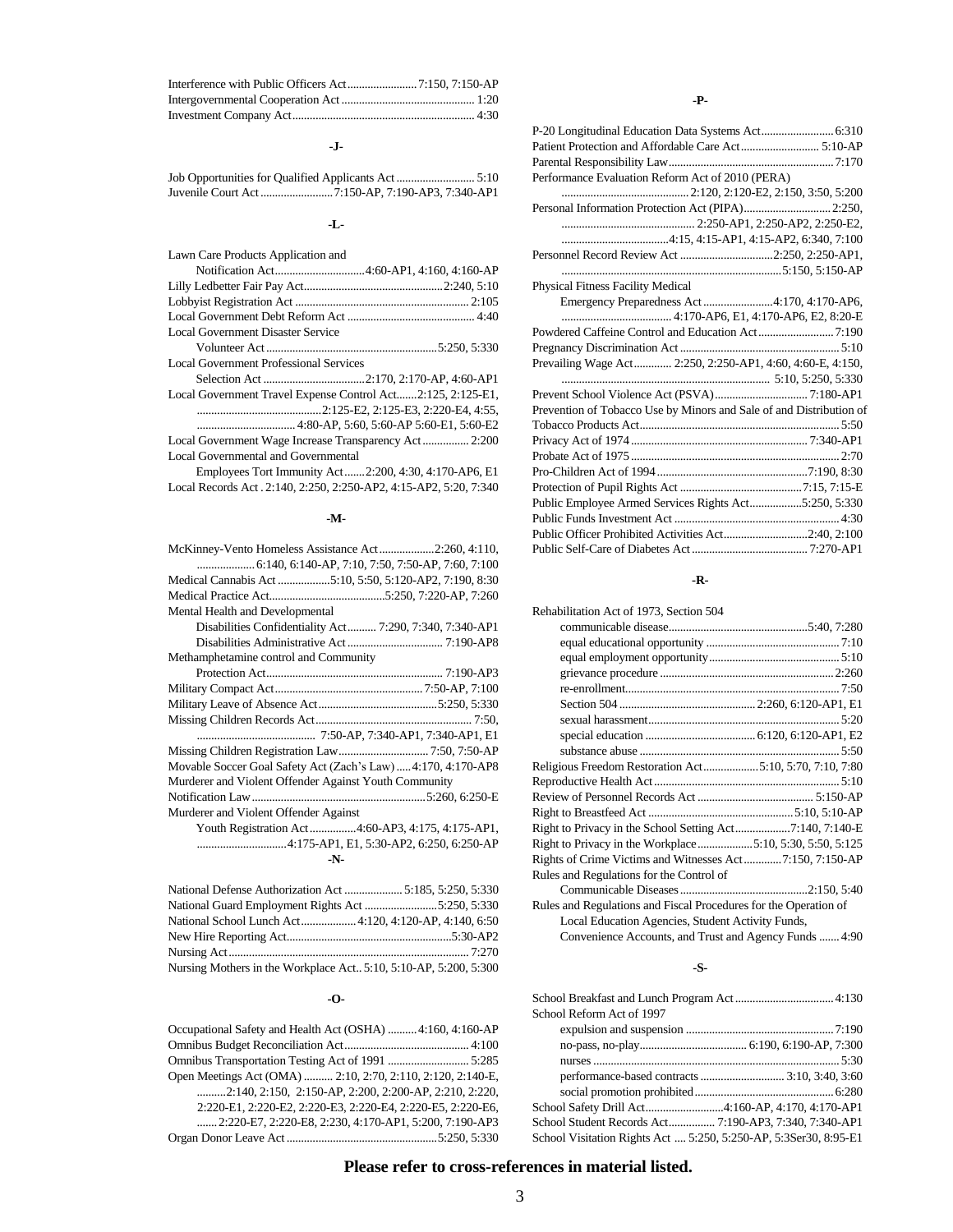Interference with Public Officers Act ........................ 7:150, 7:150-AP
Intergovernmental Cooperation Act ............................................. 1:20
Investment Company Act .............................................................. 4:30

**-J-**

Job Opportunities for Qualified Applicants Act ........................... 5:10
Juvenile Court Act ......................... 7:150-AP, 7:190-AP3, 7:340-AP1

**-L-**

Lawn Care Products Application and
Notification Act ............................... 4:60-AP1, 4:160, 4:160-AP
Lilly Ledbetter Fair Pay Act ............................................... 2:240, 5:10
Lobbyist Registration Act ........................................................... 2:105
Local Government Debt Reform Act ........................................... 4:40
Local Government Disaster Service
Volunteer Act ........................................................... 5:250, 5:330
Local Government Professional Services
Selection Act ................................... 2:170, 2:170-AP, 4:60-AP1
Local Government Travel Expense Control Act ....... 2:125, 2:125-E1,
........................................... 2:125-E2, 2:125-E3, 2:220-E4, 4:55,
.................................. 4:80-AP, 5:60, 5:60-AP 5:60-E1, 5:60-E2
Local Government Wage Increase Transparency Act ................ 2:200
Local Governmental and Governmental
Employees Tort Immunity Act ....... 2:200, 4:30, 4:170-AP6, E1
Local Records Act . 2:140, 2:250, 2:250-AP2, 4:15-AP2, 5:20, 7:340

**-M-**

McKinney-Vento Homeless Assistance Act ................... 2:260, 4:110,
.................... 6:140, 6:140-AP, 7:10, 7:50, 7:50-AP, 7:60, 7:100
Medical Cannabis Act .................. 5:10, 5:50, 5:120-AP2, 7:190, 8:30
Medical Practice Act ....................................... 5:250, 7:220-AP, 7:260
Mental Health and Developmental
Disabilities Confidentiality Act .......... 7:290, 7:340, 7:340-AP1
Disabilities Administrative Act ................................ 7:190-AP8
Methamphetamine control and Community
Protection Act ............................................................ 7:190-AP3
Military Compact Act .................................................. 7:50-AP, 7:100
Military Leave of Absence Act ......................................... 5:250, 5:330
Missing Children Records Act ...................................................... 7:50,
......................................... 7:50-AP, 7:340-AP1, 7:340-AP1, E1
Missing Children Registration Law ............................... 7:50, 7:50-AP
Movable Soccer Goal Safety Act (Zach's Law) ..... 4:170, 4:170-AP8
Murderer and Violent Offender Against Youth Community
Notification Law ........................................................... 5:260, 6:250-E
Murderer and Violent Offender Against
Youth Registration Act ................ 4:60-AP3, 4:175, 4:175-AP1,
............................... 4:175-AP1, E1, 5:30-AP2, 6:250, 6:250-AP

**-N-**

National Defense Authorization Act .................... 5:185, 5:250, 5:330
National Guard Employment Rights Act ......................... 5:250, 5:330
National School Lunch Act ................... 4:120, 4:120-AP, 4:140, 6:50
New Hire Reporting Act ......................................................... 5:30-AP2
Nursing Act ................................................................................. 7:270
Nursing Mothers in the Workplace Act.. 5:10, 5:10-AP, 5:200, 5:300

**-O-**

Occupational Safety and Health Act (OSHA) .......... 4:160, 4:160-AP
Omnibus Budget Reconciliation Act ........................................... 4:100
Omnibus Transportation Testing Act of 1991 ........................... 5:285
Open Meetings Act (OMA) .......... 2:10, 2:70, 2:110, 2:120, 2:140-E,
.......... 2:140, 2:150, 2:150-AP, 2:200, 2:200-AP, 2:210, 2:220,
2:220-E1, 2:220-E2, 2:220-E3, 2:220-E4, 2:220-E5, 2:220-E6,
....... 2:220-E7, 2:220-E8, 2:230, 4:170-AP1, 5:200, 7:190-AP3
Organ Donor Leave Act ................................................... 5:250, 5:330

**-P-**

P-20 Longitudinal Education Data Systems Act ......................... 6:310
Patient Protection and Affordable Care Act ........................... 5:10-AP
Parental Responsibility Law ......................................................... 7:170
Performance Evaluation Reform Act of 2010 (PERA)
............................................ 2:120, 2:120-E2, 2:150, 3:50, 5:200
Personal Information Protection Act (PIPA) .............................. 2:250,
............................................. 2:250-AP1, 2:250-AP2, 2:250-E2,
.....................................4:15, 4:15-AP1, 4:15-AP2, 6:340, 7:100
Personnel Record Review Act ................................ 2:250, 2:250-AP1,
............................................................................ 5:150, 5:150-AP
Physical Fitness Facility Medical
Emergency Preparedness Act ........................ 4:170, 4:170-AP6,
...................................... 4:170-AP6, E1, 4:170-AP6, E2, 8:20-E
Powdered Caffeine Control and Education Act .......................... 7:190
Pregnancy Discrimination Act ....................................................... 5:10
Prevailing Wage Act ............. 2:250, 2:250-AP1, 4:60, 4:60-E, 4:150,
....................................................................... 5:10, 5:250, 5:330
Prevent School Violence Act (PSVA) ................................ 7:180-AP1
Prevention of Tobacco Use by Minors and Sale of and Distribution of
Tobacco Products Act ..................................................................... 5:50
Privacy Act of 1974 ............................................................. 7:340-AP1
Probate Act of 1975 ......................................................................... 2:70
Pro-Children Act of 1994 .................................................... 7:190, 8:30
Protection of Pupil Rights Act .......................................... 7:15, 7:15-E
Public Employee Armed Services Rights Act .................. 5:250, 5:330
Public Funds Investment Act ......................................................... 4:30
Public Officer Prohibited Activities Act ............................. 2:40, 2:100
Public Self-Care of Diabetes Act ........................................ 7:270-AP1

**-R-**

Rehabilitation Act of 1973, Section 504
communicable disease ................................................ 5:40, 7:280
equal educational opportunity .............................................. 7:10
equal employment opportunity ............................................. 5:10
grievance procedure ........................................................... 2:260
re-enrollment ......................................................................... 7:50
Section 504 .............................................. 2:260, 6:120-AP1, E1
sexual harassment .................................................................. 5:20
special education ...................................... 6:120, 6:120-AP1, E2
substance abuse ..................................................................... 5:50
Religious Freedom Restoration Act ................... 5:10, 5:70, 7:10, 7:80
Reproductive Health Act ................................................................ 5:10
Review of Personnel Records Act ........................................ 5:150-AP
Right to Breastfeed Act .................................................. 5:10, 5:10-AP
Right to Privacy in the School Setting Act ................... 7:140, 7:140-E
Right to Privacy in the Workplace ................... 5:10, 5:30, 5:50, 5:125
Rights of Crime Victims and Witnesses Act ............. 7:150, 7:150-AP
Rules and Regulations for the Control of
Communicable Diseases ............................................ 2:150, 5:40
Rules and Regulations and Fiscal Procedures for the Operation of
Local Education Agencies, Student Activity Funds,
Convenience Accounts, and Trust and Agency Funds ....... 4:90

**-S-**

School Breakfast and Lunch Program Act .................................. 4:130
School Reform Act of 1997
expulsion and suspension .................................................. 7:190
no-pass, no-play ..................................... 6:190, 6:190-AP, 7:300
nurses ..................................................................................... 5:30
performance-based contracts ............................. 3:10, 3:40, 3:60
social promotion prohibited ................................................ 6:280
School Safety Drill Act ........................... 4:160-AP, 4:170, 4:170-AP1
School Student Records Act ................ 7:190-AP3, 7:340, 7:340-AP1
School Visitation Rights Act .... 5:250, 5:250-AP, 5:3Ser30, 8:95-E1

**Please refer to cross-references in material listed.**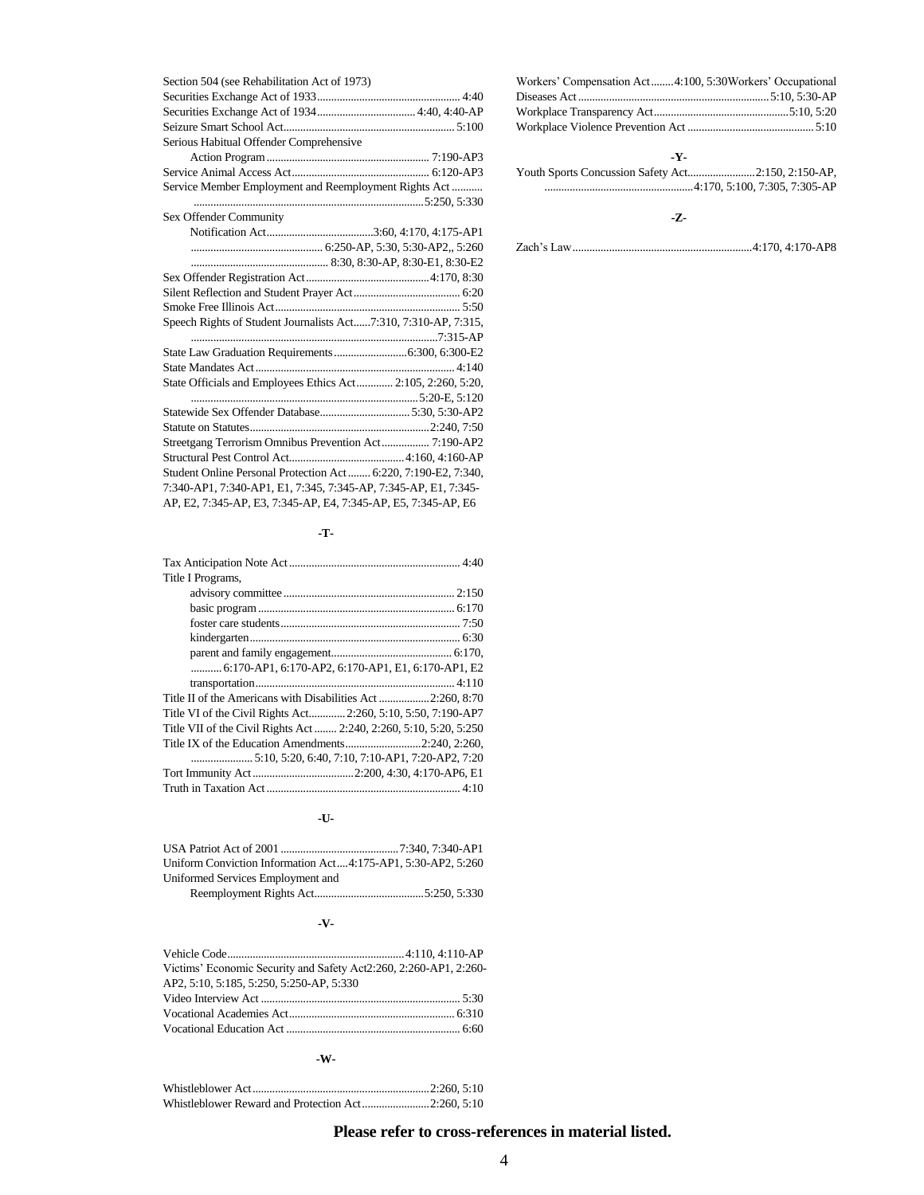Section 504 (see Rehabilitation Act of 1973)
Securities Exchange Act of 1933 ........ 4:40
Securities Exchange Act of 1934 ........ 4:40, 4:40-AP
Seizure Smart School Act ........ 5:100
Serious Habitual Offender Comprehensive
 Action Program ........ 7:190-AP3
Service Animal Access Act ........ 6:120-AP3
Service Member Employment and Reemployment Rights Act ........ 5:250, 5:330
Sex Offender Community
 Notification Act ........ 3:60, 4:170, 4:175-AP1 ........ 6:250-AP, 5:30, 5:30-AP2,, 5:260 ........ 8:30, 8:30-AP, 8:30-E1, 8:30-E2
Sex Offender Registration Act ........ 4:170, 8:30
Silent Reflection and Student Prayer Act ........ 6:20
Smoke Free Illinois Act ........ 5:50
Speech Rights of Student Journalists Act ......7:310, 7:310-AP, 7:315, ........ 7:315-AP
State Law Graduation Requirements ........ 6:300, 6:300-E2
State Mandates Act ........ 4:140
State Officials and Employees Ethics Act ........ 2:105, 2:260, 5:20, ........ 5:20-E, 5:120
Statewide Sex Offender Database ........ 5:30, 5:30-AP2
Statute on Statutes ........ 2:240, 7:50
Streetgang Terrorism Omnibus Prevention Act ........ 7:190-AP2
Structural Pest Control Act ........ 4:160, 4:160-AP
Student Online Personal Protection Act ........ 6:220, 7:190-E2, 7:340, 7:340-AP1, 7:340-AP1, E1, 7:345, 7:345-AP, 7:345-AP, E1, 7:345-AP, E2, 7:345-AP, E3, 7:345-AP, E4, 7:345-AP, E5, 7:345-AP, E6

**-T-**

Tax Anticipation Note Act ........ 4:40
Title I Programs,
 advisory committee ........ 2:150
 basic program ........ 6:170
 foster care students ........ 7:50
 kindergarten ........ 6:30
 parent and family engagement ........ 6:170, ........ 6:170-AP1, 6:170-AP2, 6:170-AP1, E1, 6:170-AP1, E2
 transportation ........ 4:110
Title II of the Americans with Disabilities Act ........ 2:260, 8:70
Title VI of the Civil Rights Act ........ 2:260, 5:10, 5:50, 7:190-AP7
Title VII of the Civil Rights Act ........ 2:240, 2:260, 5:10, 5:20, 5:250
Title IX of the Education Amendments ........ 2:240, 2:260, ........ 5:10, 5:20, 6:40, 7:10, 7:10-AP1, 7:20-AP2, 7:20
Tort Immunity Act ........ 2:200, 4:30, 4:170-AP6, E1
Truth in Taxation Act ........ 4:10

**-U-**

USA Patriot Act of 2001 ........ 7:340, 7:340-AP1
Uniform Conviction Information Act ....4:175-AP1, 5:30-AP2, 5:260
Uniformed Services Employment and
 Reemployment Rights Act ........ 5:250, 5:330

**-V-**

Vehicle Code ........ 4:110, 4:110-AP
Victims' Economic Security and Safety Act2:260, 2:260-AP1, 2:260-AP2, 5:10, 5:185, 5:250, 5:250-AP, 5:330
Video Interview Act ........ 5:30
Vocational Academies Act ........ 6:310
Vocational Education Act ........ 6:60

**-W-**

Whistleblower Act ........ 2:260, 5:10
Whistleblower Reward and Protection Act ........ 2:260, 5:10
Workers' Compensation Act ........ 4:100, 5:30Workers' Occupational Diseases Act ........ 5:10, 5:30-AP
Workplace Transparency Act ........ 5:10, 5:20
Workplace Violence Prevention Act ........ 5:10

**-Y-**

Youth Sports Concussion Safety Act ........ 2:150, 2:150-AP, ........ 4:170, 5:100, 7:305, 7:305-AP

**-Z-**

Zach's Law ........ 4:170, 4:170-AP8

**Please refer to cross-references in material listed.**